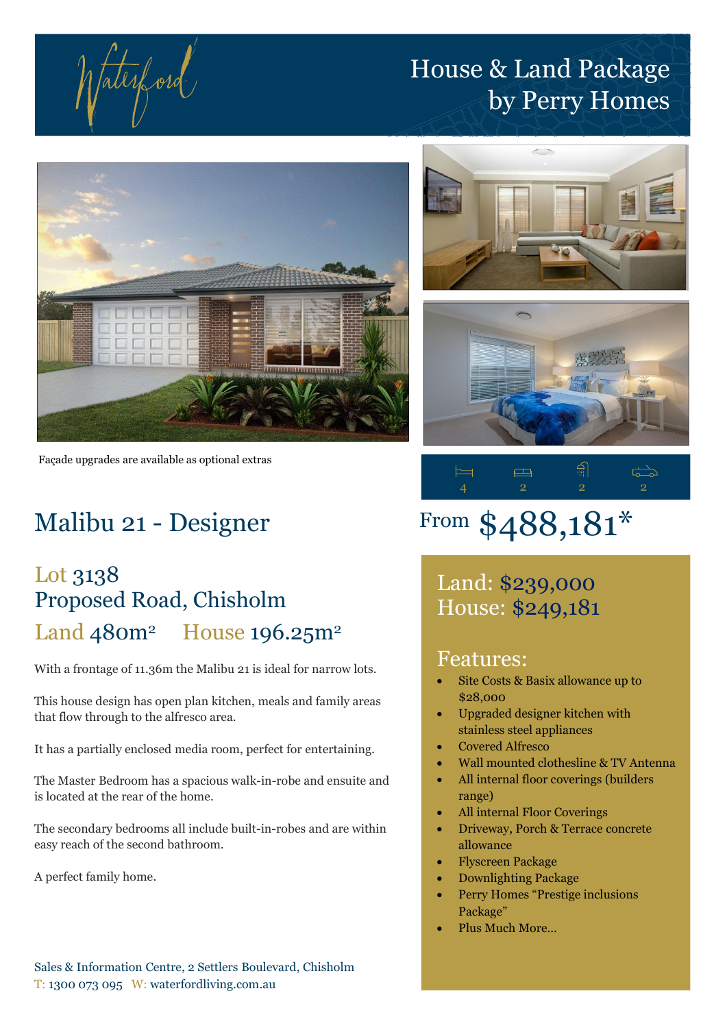Waterford

# House & Land Package by Perry Homes

Façade upgrades are available as optional extras

| Bedrooms | Living | Bathrooms | Garage |
|---|---|---|---|
| 4 | 2 | 2 | 2 |

## Malibu 21 - Designer

From **$488,181***

### Lot 3138
### Proposed Road, Chisholm
### Land 480m² House 196.25m²

Land: $239,000
House: $249,181

With a frontage of 11.36m the Malibu 21 is ideal for narrow lots.

This house design has open plan kitchen, meals and family areas that flow through to the alfresco area.

It has a partially enclosed media room, perfect for entertaining.

The Master Bedroom has a spacious walk-in-robe and ensuite and is located at the rear of the home.

The secondary bedrooms all include built-in-robes and are within easy reach of the second bathroom.

A perfect family home.

### Features:

- Site Costs & Basix allowance up to $28,000
- Upgraded designer kitchen with stainless steel appliances
- Covered Alfresco
- Wall mounted clothesline & TV Antenna
- All internal floor coverings (builders range)
- All internal Floor Coverings
- Driveway, Porch & Terrace concrete allowance
- Flyscreen Package
- Downlighting Package
- Perry Homes "Prestige inclusions Package"
- Plus Much More...

Sales & Information Centre, 2 Settlers Boulevard, Chisholm
T: 1300 073 095 W: waterfordliving.com.au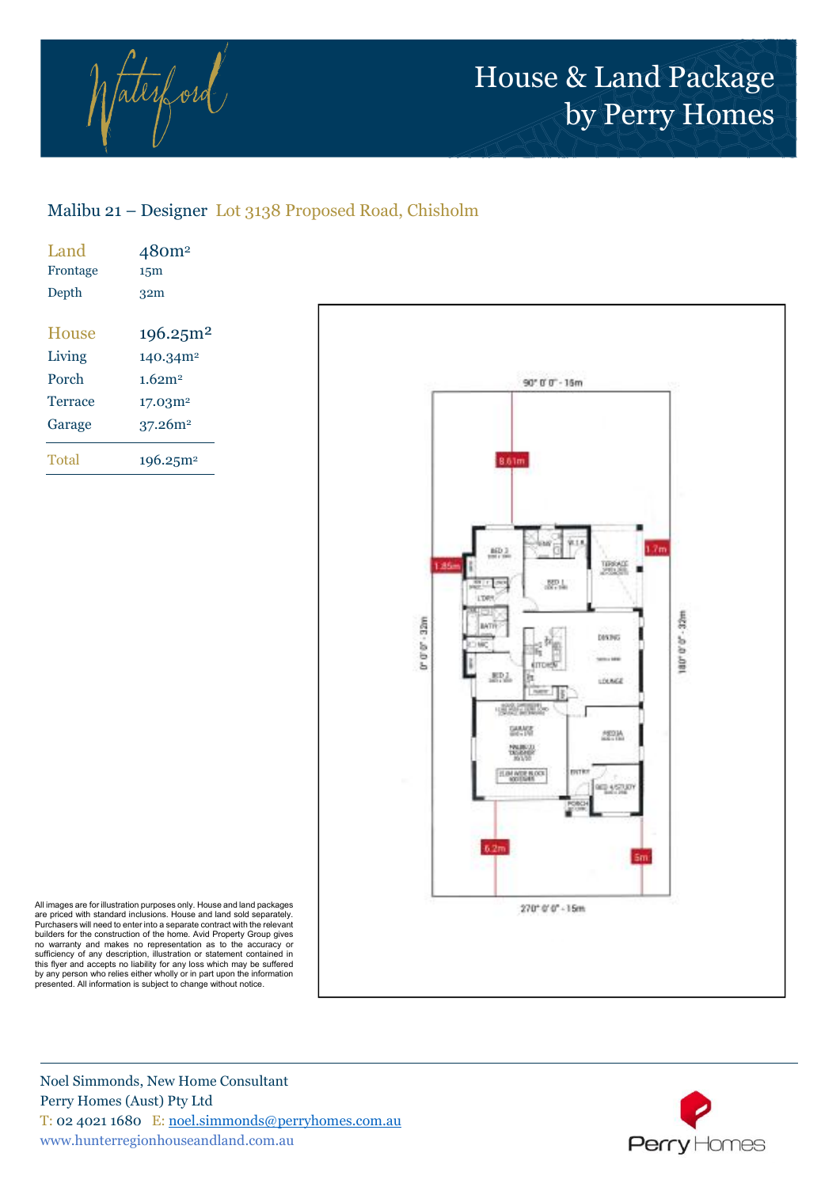Waterford

# House & Land Package by Perry Homes

## Malibu 21 – Designer Lot 3138 Proposed Road, Chisholm

| | |
|---|---|
| **Land** | 480m² |
| Frontage | 15m |
| Depth | 32m |
| | |
| **House** | 196.25m² |
| Living | 140.34m² |
| Porch | 1.62m² |
| Terrace | 17.03m² |
| Garage | 37.26m² |
| **Total** | 196.25m² |

90° 0' 0" - 15m

8.61m

1.85m

1.7m

0° 0' 0" - 32m

180° 0' 0" - 32m

6.2m

5m

270° 0' 0" - 15m

All images are for illustration purposes only. House and land packages are priced with standard inclusions. House and land sold separately. Purchasers will need to enter into a separate contract with the relevant builders for the construction of the home. Avid Property Group gives no warranty and makes no representation as to the accuracy or sufficiency of any description, illustration or statement contained in this flyer and accepts no liability for any loss which may be suffered by any person who relies either wholly or in part upon the information presented. All information is subject to change without notice.

Noel Simmonds, New Home Consultant
Perry Homes (Aust) Pty Ltd
T: 02 4021 1680 E: noel.simmonds@perryhomes.com.au
www.hunterregionhouseandland.com.au

Perry Homes